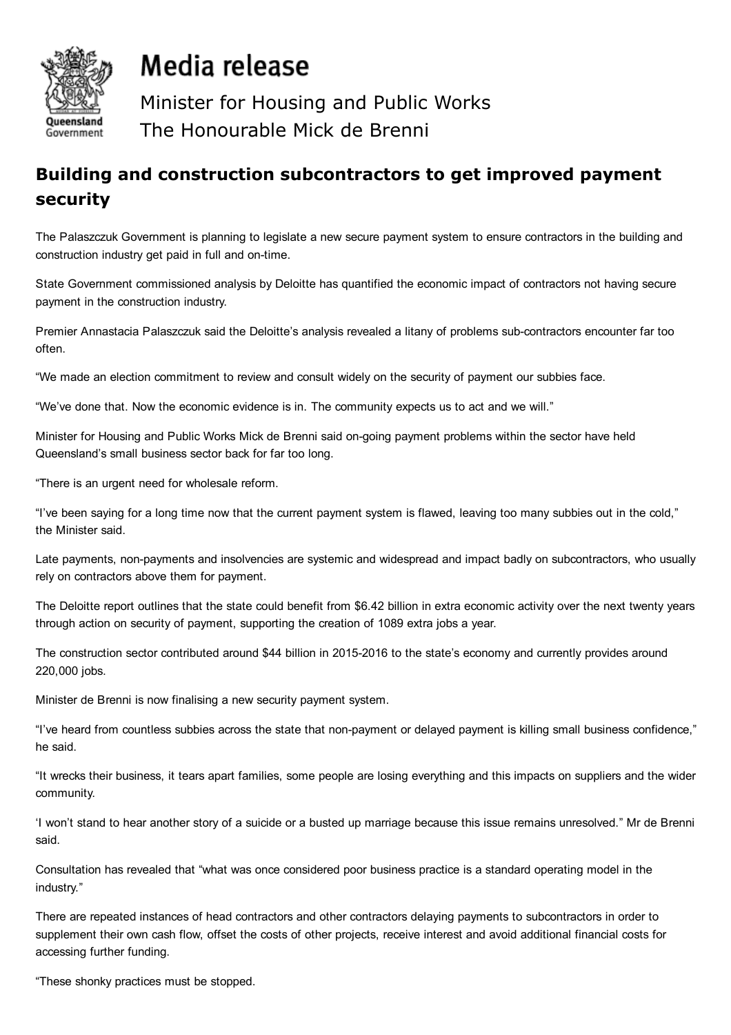# Media release

Minister for Housing and Public Works
The Honourable Mick de Brenni

## Building and construction subcontractors to get improved payment security

The Palaszczuk Government is planning to legislate a new secure payment system to ensure contractors in the building and construction industry get paid in full and on-time.

State Government commissioned analysis by Deloitte has quantified the economic impact of contractors not having secure payment in the construction industry.

Premier Annastacia Palaszczuk said the Deloitte's analysis revealed a litany of problems sub-contractors encounter far too often.

"We made an election commitment to review and consult widely on the security of payment our subbies face.

"We've done that. Now the economic evidence is in. The community expects us to act and we will."

Minister for Housing and Public Works Mick de Brenni said on-going payment problems within the sector have held Queensland's small business sector back for far too long.

"There is an urgent need for wholesale reform.

"I've been saying for a long time now that the current payment system is flawed, leaving too many subbies out in the cold," the Minister said.

Late payments, non-payments and insolvencies are systemic and widespread and impact badly on subcontractors, who usually rely on contractors above them for payment.

The Deloitte report outlines that the state could benefit from $6.42 billion in extra economic activity over the next twenty years through action on security of payment, supporting the creation of 1089 extra jobs a year.

The construction sector contributed around $44 billion in 2015-2016 to the state's economy and currently provides around 220,000 jobs.

Minister de Brenni is now finalising a new security payment system.

"I've heard from countless subbies across the state that non-payment or delayed payment is killing small business confidence," he said.

"It wrecks their business, it tears apart families, some people are losing everything and this impacts on suppliers and the wider community.

'I won't stand to hear another story of a suicide or a busted up marriage because this issue remains unresolved." Mr de Brenni said.

Consultation has revealed that "what was once considered poor business practice is a standard operating model in the industry."

There are repeated instances of head contractors and other contractors delaying payments to subcontractors in order to supplement their own cash flow, offset the costs of other projects, receive interest and avoid additional financial costs for accessing further funding.

"These shonky practices must be stopped.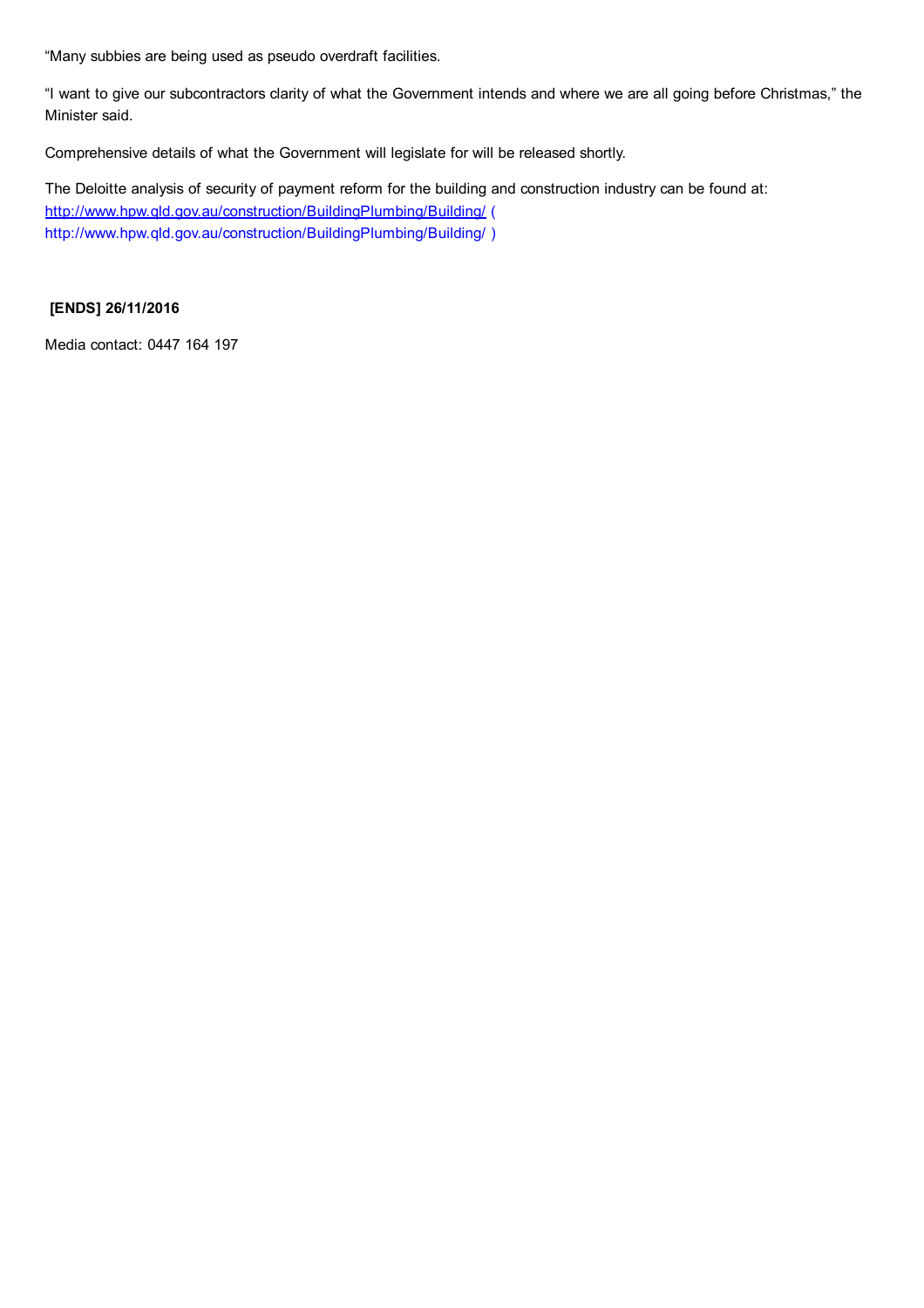“Many subbies are being used as pseudo overdraft facilities.

“I want to give our subcontractors clarity of what the Government intends and where we are all going before Christmas,” the Minister said.

Comprehensive details of what the Government will legislate for will be released shortly.

The Deloitte analysis of security of payment reform for the building and construction industry can be found at: http://www.hpw.qld.gov.au/construction/BuildingPlumbing/Building/ ( http://www.hpw.qld.gov.au/construction/BuildingPlumbing/Building/ )

**[ENDS] 26/11/2016**

Media contact: 0447 164 197